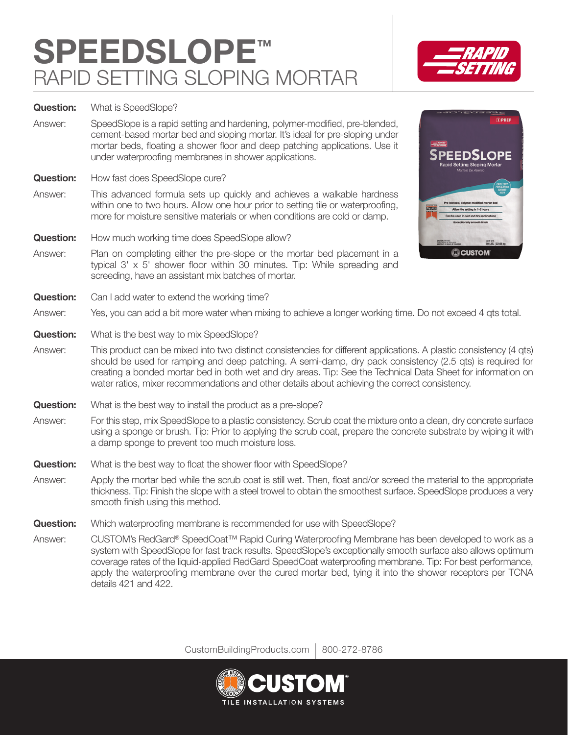# SPEEDSLOPE™

## RAPID SETTING SLOPING MORTAR

**Question:** What is SpeedSlope?

Answer: SpeedSlope is a rapid setting and hardening, polymer-modified, pre-blended, cement-based mortar bed and sloping mortar. It's ideal for pre-sloping under mortar beds, floating a shower floor and deep patching applications. Use it under waterproofing membranes in shower applications.

**Question:** How fast does SpeedSlope cure?

Answer: This advanced formula sets up quickly and achieves a walkable hardness within one to two hours. Allow one hour prior to setting tile or waterproofing, more for moisture sensitive materials or when conditions are cold or damp.

**Question:** How much working time does SpeedSlope allow?

Answer: Plan on completing either the pre-slope or the mortar bed placement in a typical 3' x 5' shower floor within 30 minutes. Tip: While spreading and screeding, have an assistant mix batches of mortar.

**Question:** Can I add water to extend the working time?

Answer: Yes, you can add a bit more water when mixing to achieve a longer working time. Do not exceed 4 qts total.

**Question:** What is the best way to mix SpeedSlope?

Answer: This product can be mixed into two distinct consistencies for different applications. A plastic consistency (4 qts) should be used for ramping and deep patching. A semi-damp, dry pack consistency (2.5 qts) is required for creating a bonded mortar bed in both wet and dry areas. Tip: See the Technical Data Sheet for information on water ratios, mixer recommendations and other details about achieving the correct consistency.

**Question:** What is the best way to install the product as a pre-slope?

Answer: For this step, mix SpeedSlope to a plastic consistency. Scrub coat the mixture onto a clean, dry concrete surface using a sponge or brush. Tip: Prior to applying the scrub coat, prepare the concrete substrate by wiping it with a damp sponge to prevent too much moisture loss.

**Question:** What is the best way to float the shower floor with SpeedSlope?

Answer: Apply the mortar bed while the scrub coat is still wet. Then, float and/or screed the material to the appropriate thickness. Tip: Finish the slope with a steel trowel to obtain the smoothest surface. SpeedSlope produces a very smooth finish using this method.

**Question:** Which waterproofing membrane is recommended for use with SpeedSlope?

Answer: CUSTOM's RedGard® SpeedCoat™ Rapid Curing Waterproofing Membrane has been developed to work as a system with SpeedSlope for fast track results. SpeedSlope's exceptionally smooth surface also allows optimum coverage rates of the liquid-applied RedGard SpeedCoat waterproofing membrane. Tip: For best performance, apply the waterproofing membrane over the cured mortar bed, tying it into the shower receptors per TCNA details 421 and 422.

CustomBuildingProducts.com | 800-272-8786

CUSTOM® TILE INSTALLATION SYSTEMS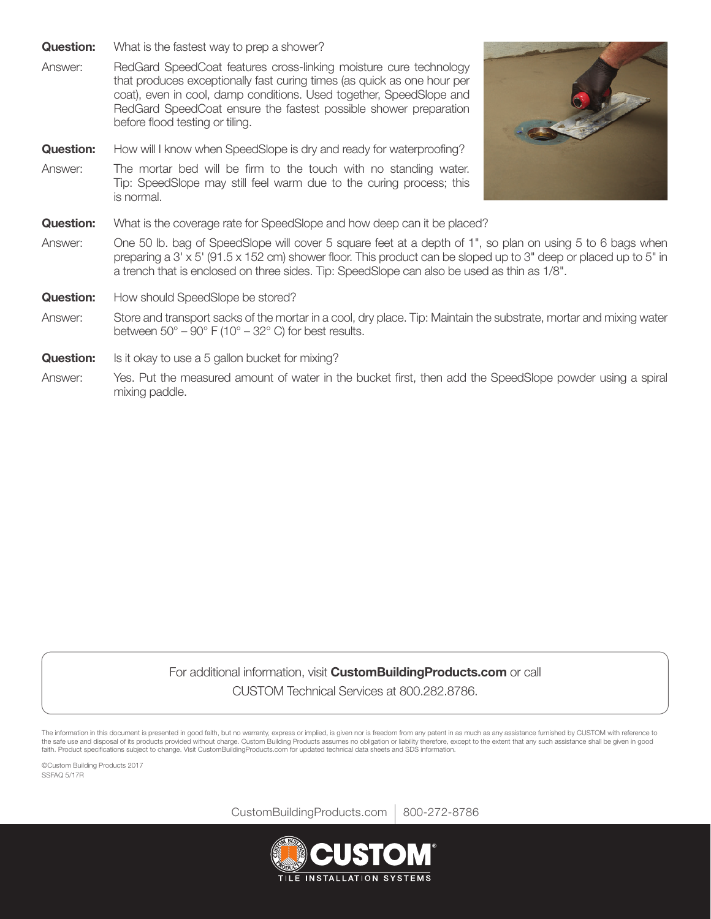**Question:** What is the fastest way to prep a shower?

Answer: RedGard SpeedCoat features cross-linking moisture cure technology that produces exceptionally fast curing times (as quick as one hour per coat), even in cool, damp conditions. Used together, SpeedSlope and RedGard SpeedCoat ensure the fastest possible shower preparation before flood testing or tiling.

**Question:** How will I know when SpeedSlope is dry and ready for waterproofing?

Answer: The mortar bed will be firm to the touch with no standing water. Tip: SpeedSlope may still feel warm due to the curing process; this is normal.

**Question:** What is the coverage rate for SpeedSlope and how deep can it be placed?

Answer: One 50 lb. bag of SpeedSlope will cover 5 square feet at a depth of 1", so plan on using 5 to 6 bags when preparing a 3' x 5' (91.5 x 152 cm) shower floor. This product can be sloped up to 3" deep or placed up to 5" in a trench that is enclosed on three sides. Tip: SpeedSlope can also be used as thin as 1/8".

**Question:** How should SpeedSlope be stored?

Answer: Store and transport sacks of the mortar in a cool, dry place. Tip: Maintain the substrate, mortar and mixing water between 50° – 90° F (10° – 32° C) for best results.

**Question:** Is it okay to use a 5 gallon bucket for mixing?

Answer: Yes. Put the measured amount of water in the bucket first, then add the SpeedSlope powder using a spiral mixing paddle.

For additional information, visit **CustomBuildingProducts.com** or call CUSTOM Technical Services at 800.282.8786.

The information in this document is presented in good faith, but no warranty, express or implied, is given nor is freedom from any patent in as much as any assistance furnished by CUSTOM with reference to the safe use and disposal of its products provided without charge. Custom Building Products assumes no obligation or liability therefore, except to the extent that any such assistance shall be given in good faith. Product specifications subject to change. Visit CustomBuildingProducts.com for updated technical data sheets and SDS information.

©Custom Building Products 2017
SSFAQ 5/17R

CustomBuildingProducts.com | 800-272-8786

CUSTOM® TILE INSTALLATION SYSTEMS